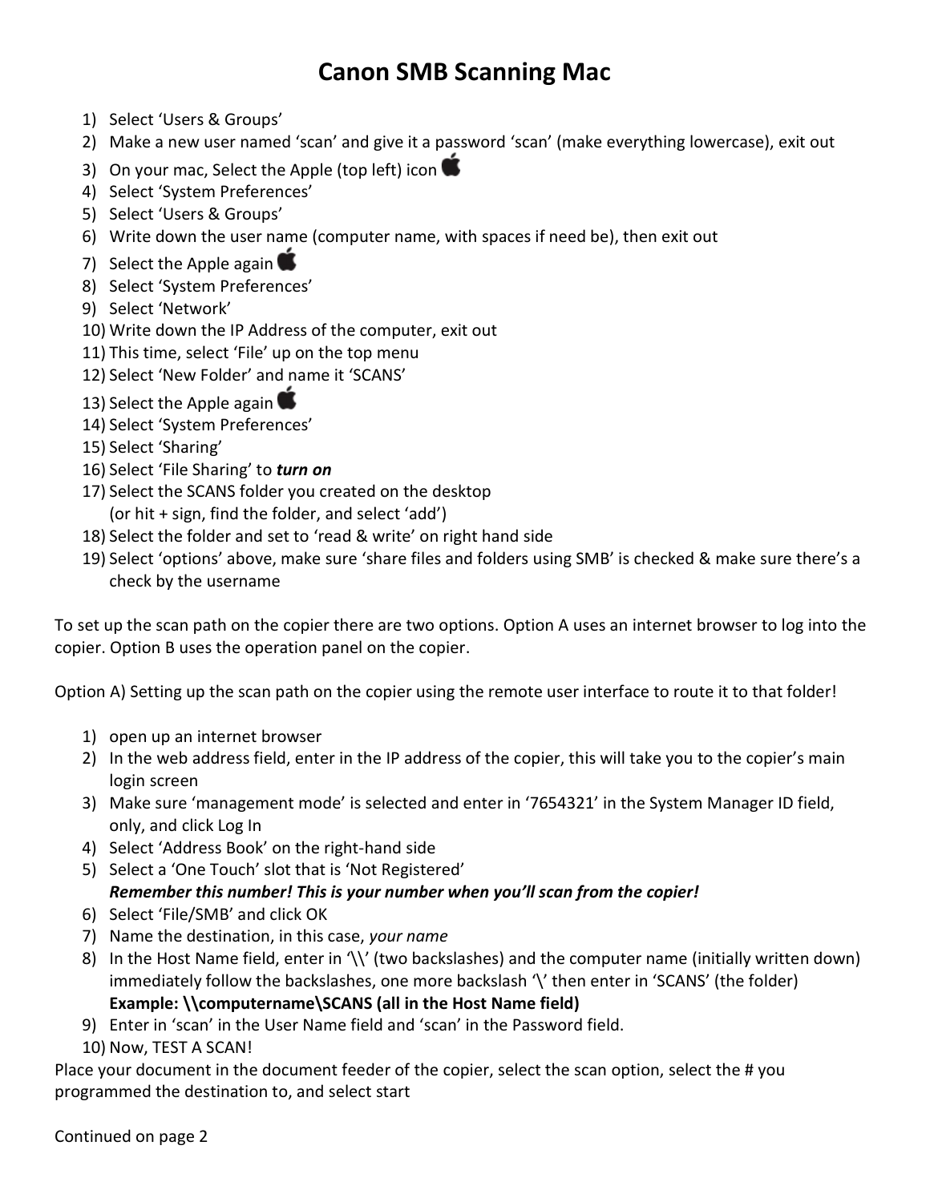# Canon SMB Scanning Mac

1) Select 'Users & Groups'
2) Make a new user named 'scan' and give it a password 'scan' (make everything lowercase), exit out
3) On your mac, Select the Apple (top left) icon 
4) Select 'System Preferences'
5) Select 'Users & Groups'
6) Write down the user name (computer name, with spaces if need be), then exit out
7) Select the Apple again 
8) Select 'System Preferences'
9) Select 'Network'
10) Write down the IP Address of the computer, exit out
11) This time, select 'File' up on the top menu
12) Select 'New Folder' and name it 'SCANS'
13) Select the Apple again 
14) Select 'System Preferences'
15) Select 'Sharing'
16) Select 'File Sharing' to ***turn on***
17) Select the SCANS folder you created on the desktop
    (or hit + sign, find the folder, and select 'add')
18) Select the folder and set to 'read & write' on right hand side
19) Select 'options' above, make sure 'share files and folders using SMB' is checked & make sure there's a check by the username

To set up the scan path on the copier there are two options. Option A uses an internet browser to log into the copier. Option B uses the operation panel on the copier.

Option A) Setting up the scan path on the copier using the remote user interface to route it to that folder!

1) open up an internet browser
2) In the web address field, enter in the IP address of the copier, this will take you to the copier's main login screen
3) Make sure 'management mode' is selected and enter in '7654321' in the System Manager ID field, only, and click Log In
4) Select 'Address Book' on the right-hand side
5) Select a 'One Touch' slot that is 'Not Registered'
   ***Remember this number! This is your number when you'll scan from the copier!***
6) Select 'File/SMB' and click OK
7) Name the destination, in this case, *your name*
8) In the Host Name field, enter in '\\' (two backslashes) and the computer name (initially written down) immediately follow the backslashes, one more backslash '\' then enter in 'SCANS' (the folder)
   **Example: \\computername\SCANS (all in the Host Name field)**
9) Enter in 'scan' in the User Name field and 'scan' in the Password field.
10) Now, TEST A SCAN!

Place your document in the document feeder of the copier, select the scan option, select the # you programmed the destination to, and select start

Continued on page 2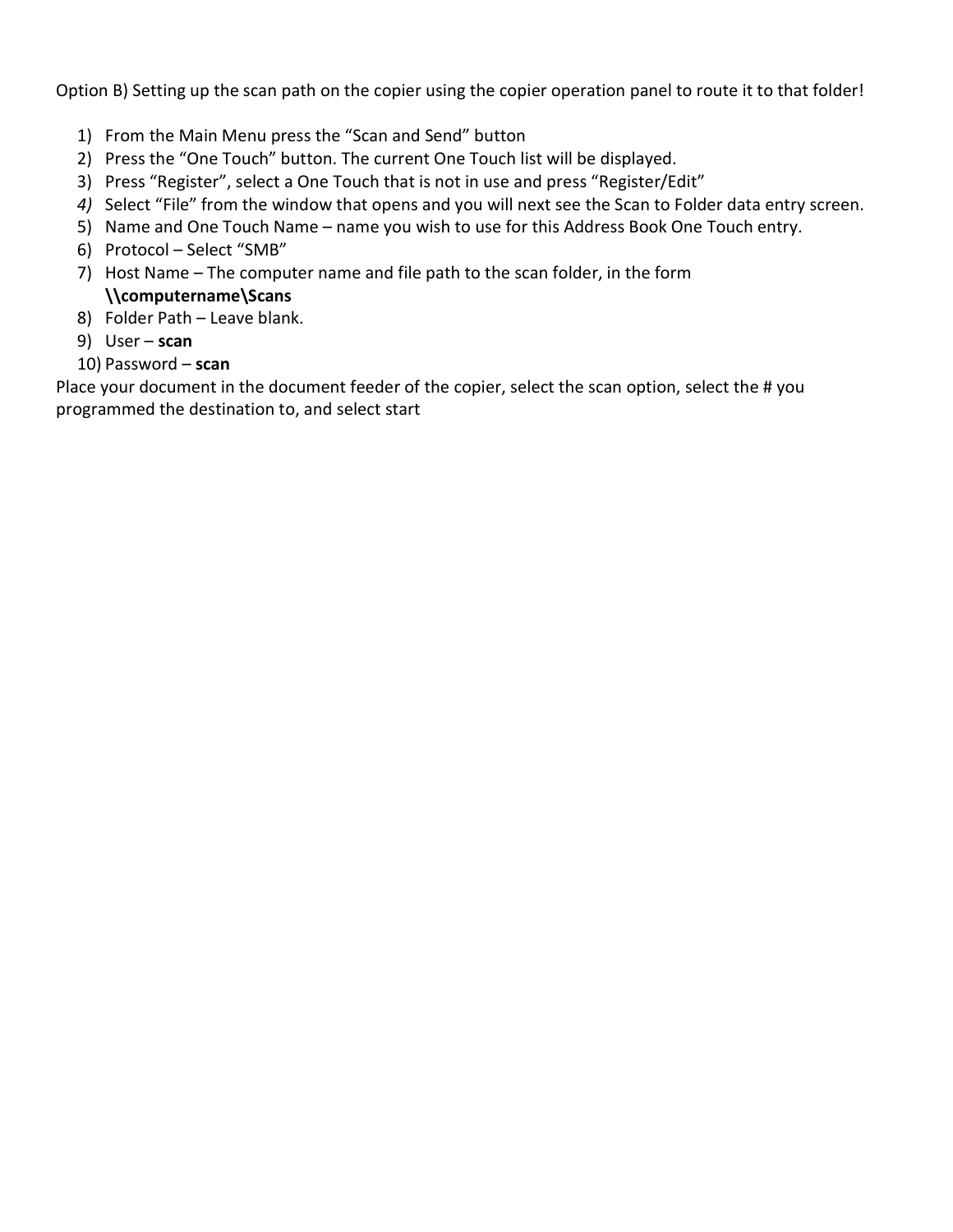Option B) Setting up the scan path on the copier using the copier operation panel to route it to that folder!

1) From the Main Menu press the “Scan and Send” button
2) Press the “One Touch” button. The current One Touch list will be displayed.
3) Press “Register”, select a One Touch that is not in use and press “Register/Edit”
4) Select “File” from the window that opens and you will next see the Scan to Folder data entry screen.
5) Name and One Touch Name – name you wish to use for this Address Book One Touch entry.
6) Protocol – Select “SMB”
7) Host Name – The computer name and file path to the scan folder, in the form **\\computername\Scans**
8) Folder Path – Leave blank.
9) User – **scan**
10) Password – **scan**

Place your document in the document feeder of the copier, select the scan option, select the # you programmed the destination to, and select start